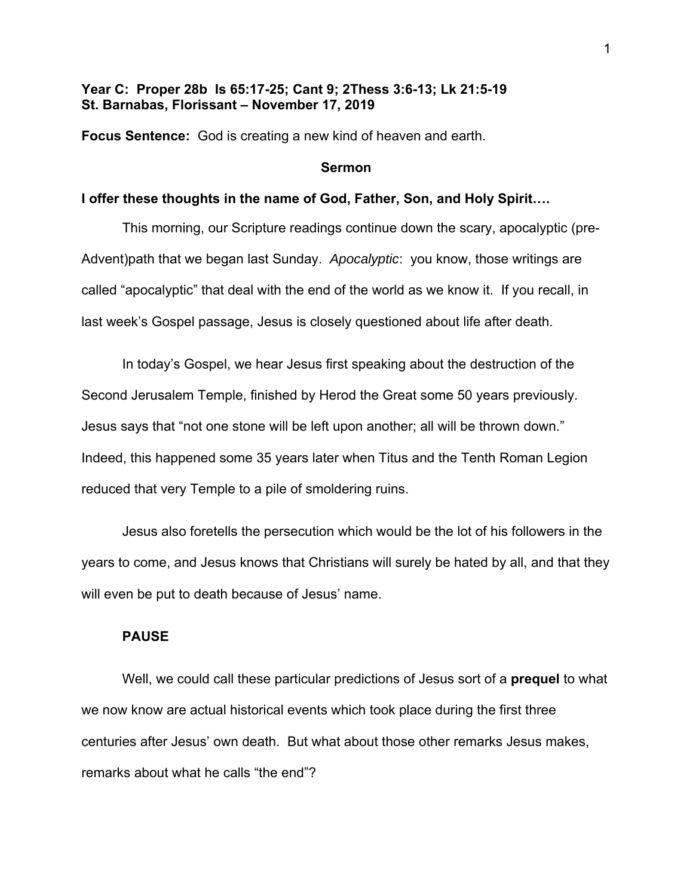**Year C: Proper 28b Is 65:17-25; Cant 9; 2Thess 3:6-13; Lk 21:5-19**
**St. Barnabas, Florissant – November 17, 2019**

**Focus Sentence:** God is creating a new kind of heaven and earth.

## Sermon

**I offer these thoughts in the name of God, Father, Son, and Holy Spirit….**

This morning, our Scripture readings continue down the scary, apocalyptic (pre-Advent)path that we began last Sunday. *Apocalyptic*: you know, those writings are called "apocalyptic" that deal with the end of the world as we know it. If you recall, in last week's Gospel passage, Jesus is closely questioned about life after death.

In today's Gospel, we hear Jesus first speaking about the destruction of the Second Jerusalem Temple, finished by Herod the Great some 50 years previously. Jesus says that "not one stone will be left upon another; all will be thrown down." Indeed, this happened some 35 years later when Titus and the Tenth Roman Legion reduced that very Temple to a pile of smoldering ruins.

Jesus also foretells the persecution which would be the lot of his followers in the years to come, and Jesus knows that Christians will surely be hated by all, and that they will even be put to death because of Jesus' name.

**PAUSE**

Well, we could call these particular predictions of Jesus sort of a **prequel** to what we now know are actual historical events which took place during the first three centuries after Jesus' own death. But what about those other remarks Jesus makes, remarks about what he calls "the end"?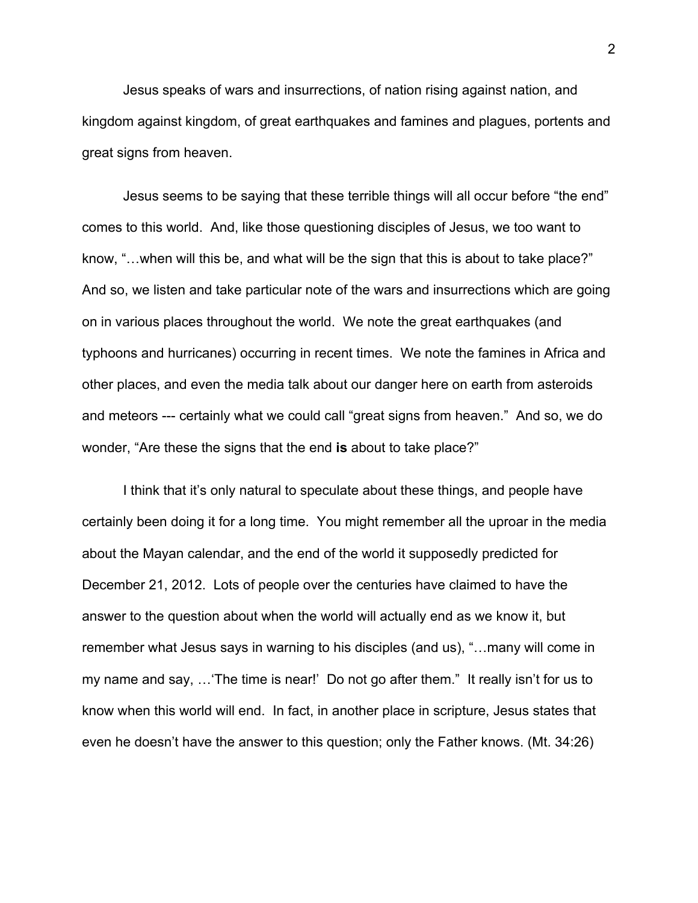Jesus speaks of wars and insurrections, of nation rising against nation, and kingdom against kingdom, of great earthquakes and famines and plagues, portents and great signs from heaven.

Jesus seems to be saying that these terrible things will all occur before "the end" comes to this world. And, like those questioning disciples of Jesus, we too want to know, "…when will this be, and what will be the sign that this is about to take place?" And so, we listen and take particular note of the wars and insurrections which are going on in various places throughout the world. We note the great earthquakes (and typhoons and hurricanes) occurring in recent times. We note the famines in Africa and other places, and even the media talk about our danger here on earth from asteroids and meteors --- certainly what we could call "great signs from heaven." And so, we do wonder, "Are these the signs that the end **is** about to take place?"

I think that it's only natural to speculate about these things, and people have certainly been doing it for a long time. You might remember all the uproar in the media about the Mayan calendar, and the end of the world it supposedly predicted for December 21, 2012. Lots of people over the centuries have claimed to have the answer to the question about when the world will actually end as we know it, but remember what Jesus says in warning to his disciples (and us), "…many will come in my name and say, …'The time is near!' Do not go after them." It really isn't for us to know when this world will end. In fact, in another place in scripture, Jesus states that even he doesn't have the answer to this question; only the Father knows. (Mt. 34:26)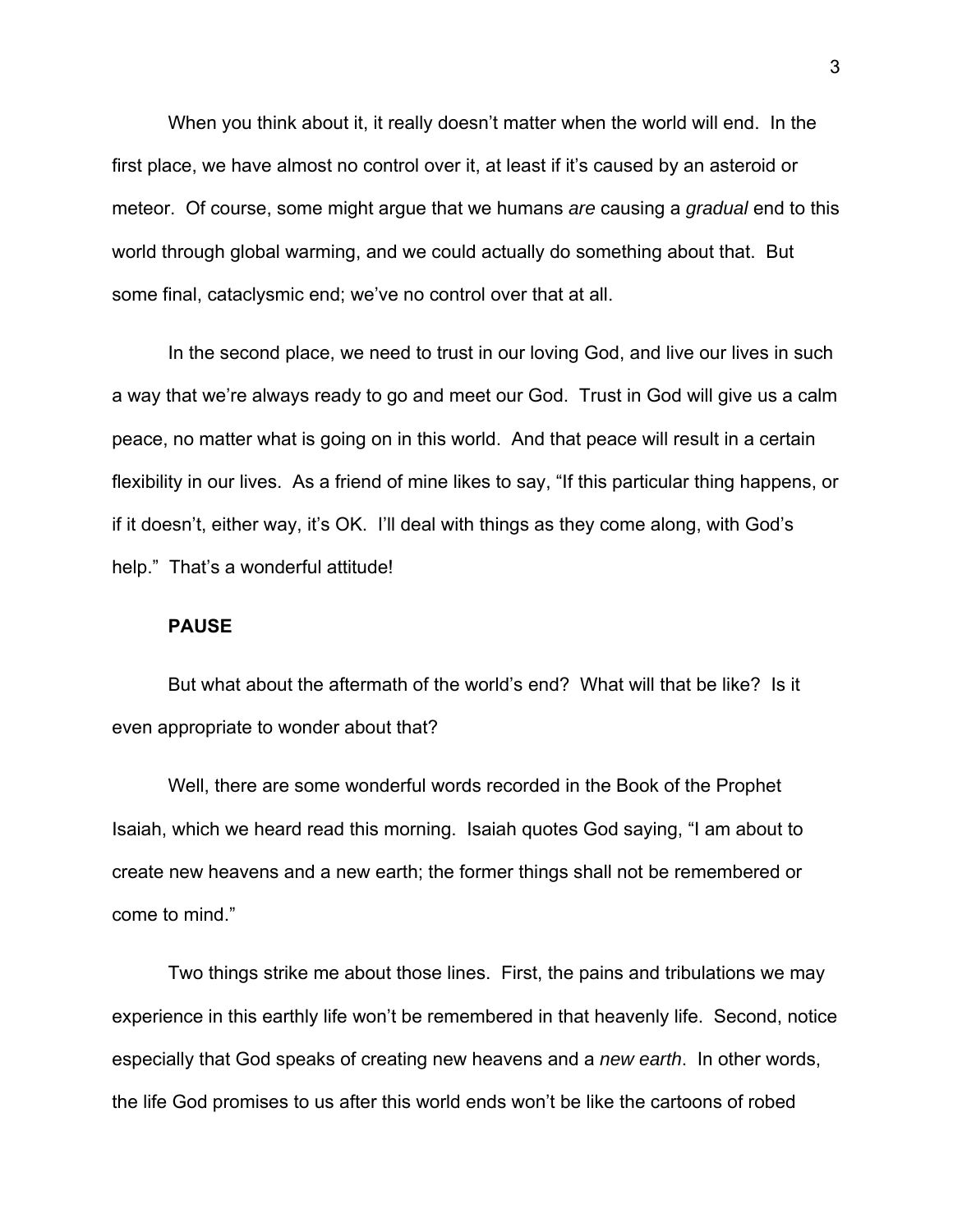When you think about it, it really doesn't matter when the world will end. In the first place, we have almost no control over it, at least if it's caused by an asteroid or meteor. Of course, some might argue that we humans *are* causing a *gradual* end to this world through global warming, and we could actually do something about that. But some final, cataclysmic end; we've no control over that at all.

In the second place, we need to trust in our loving God, and live our lives in such a way that we're always ready to go and meet our God. Trust in God will give us a calm peace, no matter what is going on in this world. And that peace will result in a certain flexibility in our lives. As a friend of mine likes to say, "If this particular thing happens, or if it doesn't, either way, it's OK. I'll deal with things as they come along, with God's help." That's a wonderful attitude!

**PAUSE**

But what about the aftermath of the world's end? What will that be like? Is it even appropriate to wonder about that?

Well, there are some wonderful words recorded in the Book of the Prophet Isaiah, which we heard read this morning. Isaiah quotes God saying, "I am about to create new heavens and a new earth; the former things shall not be remembered or come to mind."

Two things strike me about those lines. First, the pains and tribulations we may experience in this earthly life won't be remembered in that heavenly life. Second, notice especially that God speaks of creating new heavens and a *new earth*. In other words, the life God promises to us after this world ends won't be like the cartoons of robed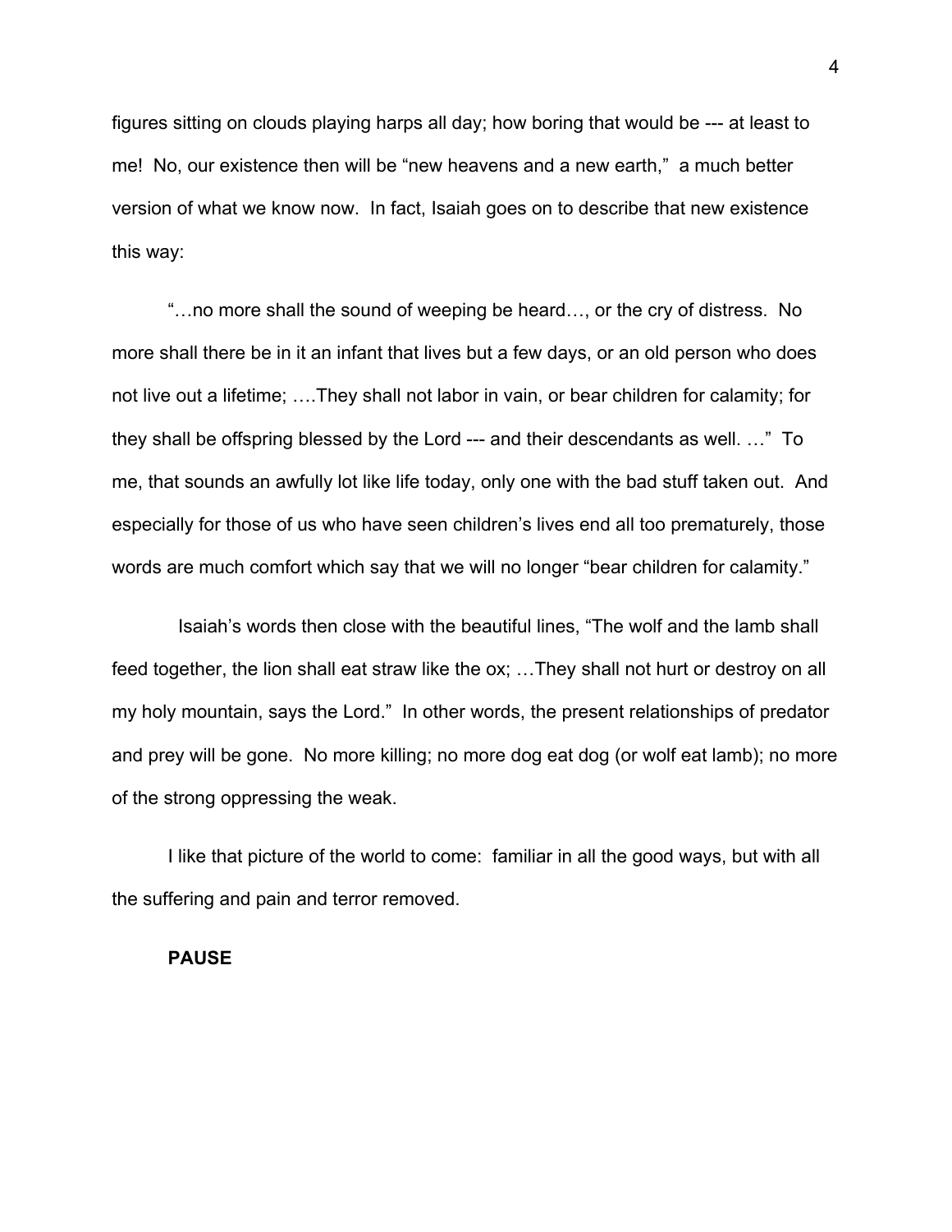figures sitting on clouds playing harps all day; how boring that would be --- at least to me! No, our existence then will be "new heavens and a new earth," a much better version of what we know now. In fact, Isaiah goes on to describe that new existence this way:

"…no more shall the sound of weeping be heard…, or the cry of distress. No more shall there be in it an infant that lives but a few days, or an old person who does not live out a lifetime; ….They shall not labor in vain, or bear children for calamity; for they shall be offspring blessed by the Lord --- and their descendants as well. …" To me, that sounds an awfully lot like life today, only one with the bad stuff taken out. And especially for those of us who have seen children's lives end all too prematurely, those words are much comfort which say that we will no longer "bear children for calamity."

Isaiah's words then close with the beautiful lines, "The wolf and the lamb shall feed together, the lion shall eat straw like the ox; …They shall not hurt or destroy on all my holy mountain, says the Lord." In other words, the present relationships of predator and prey will be gone. No more killing; no more dog eat dog (or wolf eat lamb); no more of the strong oppressing the weak.

I like that picture of the world to come: familiar in all the good ways, but with all the suffering and pain and terror removed.

**PAUSE**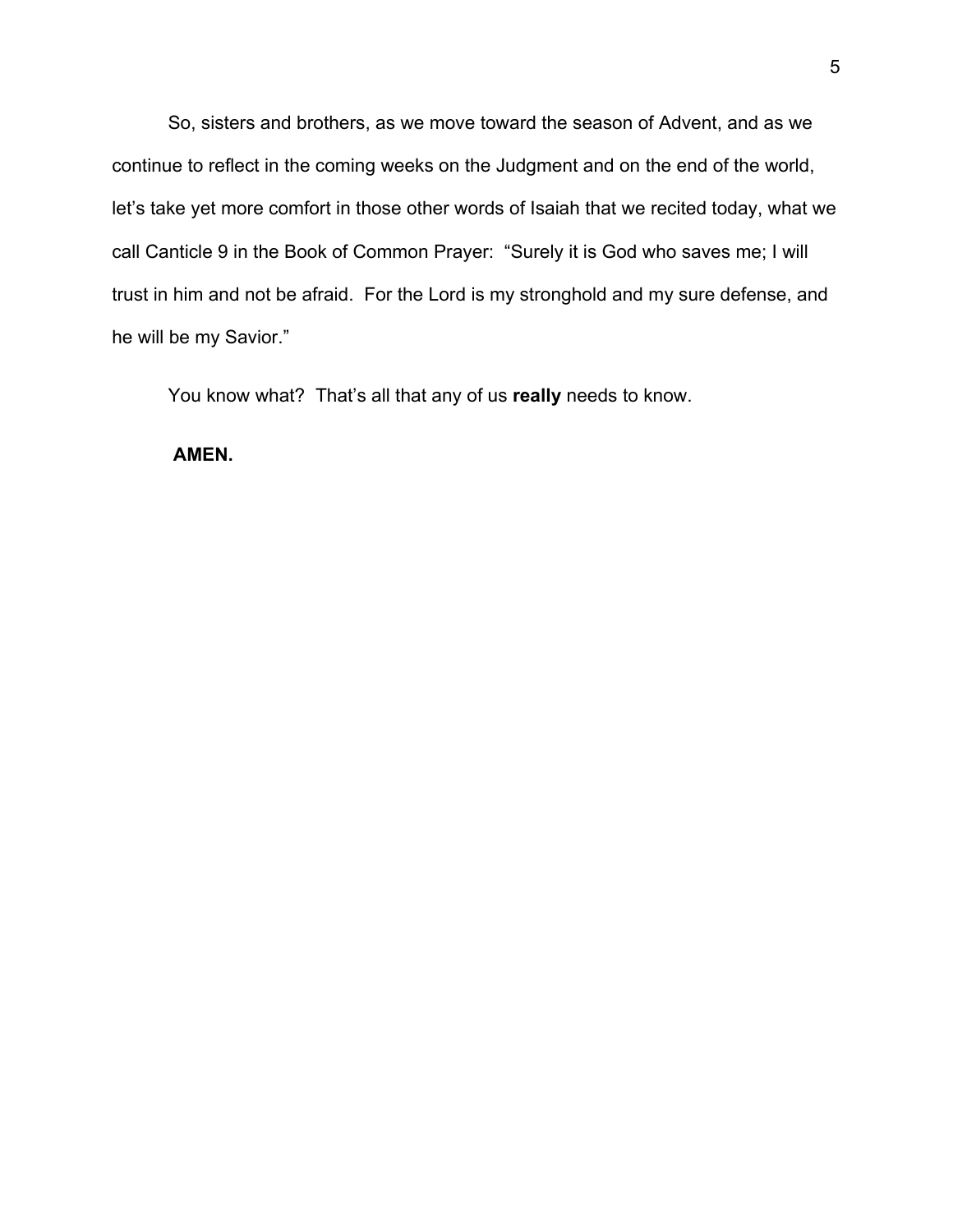So, sisters and brothers, as we move toward the season of Advent, and as we continue to reflect in the coming weeks on the Judgment and on the end of the world, let's take yet more comfort in those other words of Isaiah that we recited today, what we call Canticle 9 in the Book of Common Prayer: "Surely it is God who saves me; I will trust in him and not be afraid. For the Lord is my stronghold and my sure defense, and he will be my Savior."

You know what? That's all that any of us **really** needs to know.

**AMEN.**